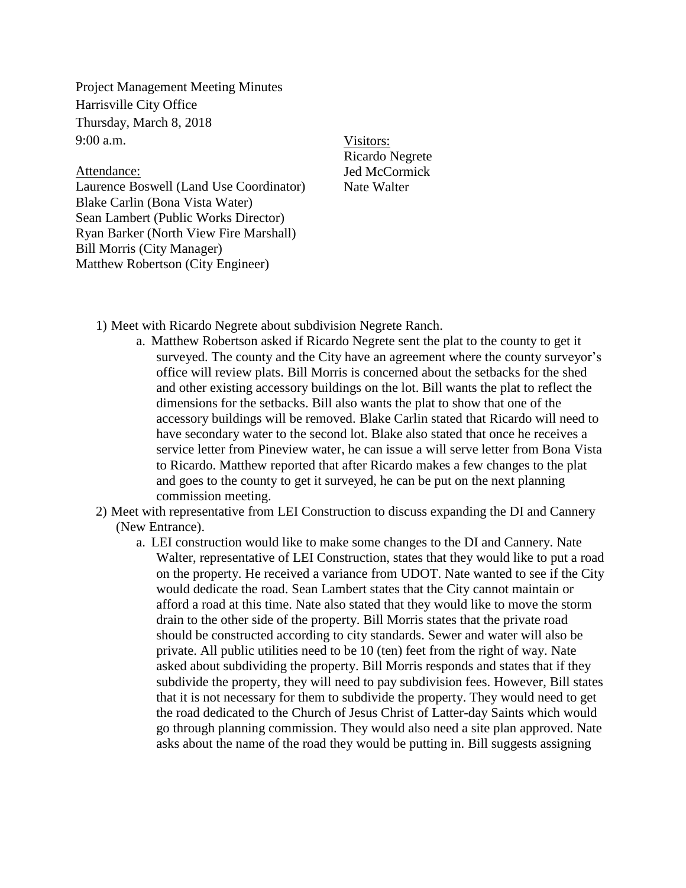Project Management Meeting Minutes
Harrisville City Office
Thursday, March 8, 2018
9:00 a.m.

Attendance:
Laurence Boswell (Land Use Coordinator)
Blake Carlin (Bona Vista Water)
Sean Lambert (Public Works Director)
Ryan Barker (North View Fire Marshall)
Bill Morris (City Manager)
Matthew Robertson (City Engineer)

Visitors:
Ricardo Negrete
Jed McCormick
Nate Walter

1) Meet with Ricardo Negrete about subdivision Negrete Ranch.
   a. Matthew Robertson asked if Ricardo Negrete sent the plat to the county to get it surveyed. The county and the City have an agreement where the county surveyor's office will review plats. Bill Morris is concerned about the setbacks for the shed and other existing accessory buildings on the lot. Bill wants the plat to reflect the dimensions for the setbacks. Bill also wants the plat to show that one of the accessory buildings will be removed. Blake Carlin stated that Ricardo will need to have secondary water to the second lot. Blake also stated that once he receives a service letter from Pineview water, he can issue a will serve letter from Bona Vista to Ricardo. Matthew reported that after Ricardo makes a few changes to the plat and goes to the county to get it surveyed, he can be put on the next planning commission meeting.
2) Meet with representative from LEI Construction to discuss expanding the DI and Cannery (New Entrance).
   a. LEI construction would like to make some changes to the DI and Cannery. Nate Walter, representative of LEI Construction, states that they would like to put a road on the property. He received a variance from UDOT. Nate wanted to see if the City would dedicate the road. Sean Lambert states that the City cannot maintain or afford a road at this time. Nate also stated that they would like to move the storm drain to the other side of the property. Bill Morris states that the private road should be constructed according to city standards. Sewer and water will also be private. All public utilities need to be 10 (ten) feet from the right of way. Nate asked about subdividing the property. Bill Morris responds and states that if they subdivide the property, they will need to pay subdivision fees. However, Bill states that it is not necessary for them to subdivide the property. They would need to get the road dedicated to the Church of Jesus Christ of Latter-day Saints which would go through planning commission. They would also need a site plan approved. Nate asks about the name of the road they would be putting in. Bill suggests assigning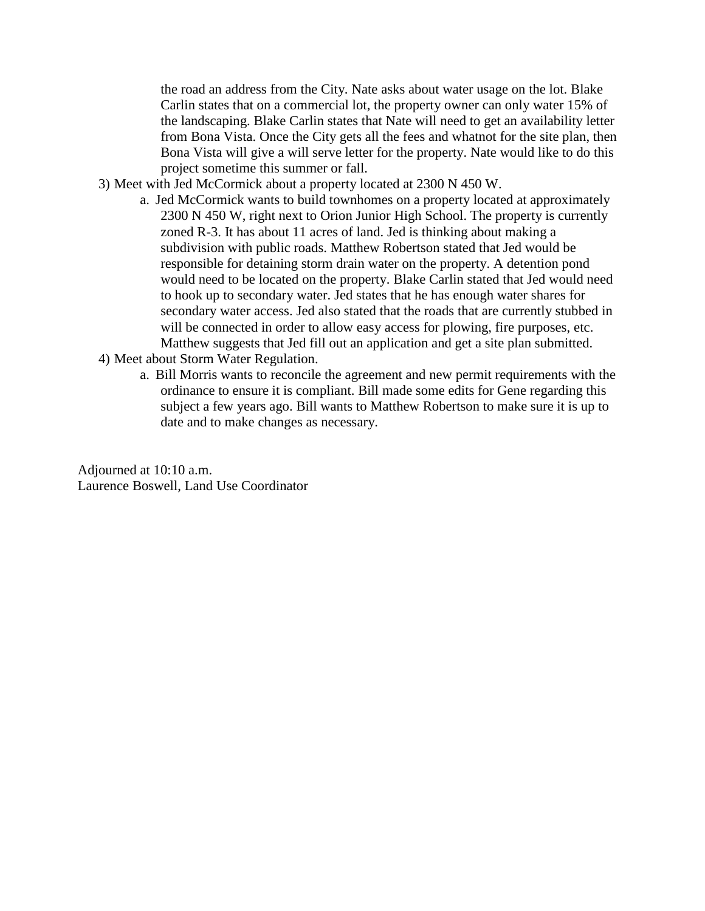the road an address from the City. Nate asks about water usage on the lot. Blake Carlin states that on a commercial lot, the property owner can only water 15% of the landscaping. Blake Carlin states that Nate will need to get an availability letter from Bona Vista. Once the City gets all the fees and whatnot for the site plan, then Bona Vista will give a will serve letter for the property. Nate would like to do this project sometime this summer or fall.

3) Meet with Jed McCormick about a property located at 2300 N 450 W.
    a. Jed McCormick wants to build townhomes on a property located at approximately 2300 N 450 W, right next to Orion Junior High School. The property is currently zoned R-3. It has about 11 acres of land. Jed is thinking about making a subdivision with public roads. Matthew Robertson stated that Jed would be responsible for detaining storm drain water on the property. A detention pond would need to be located on the property. Blake Carlin stated that Jed would need to hook up to secondary water. Jed states that he has enough water shares for secondary water access. Jed also stated that the roads that are currently stubbed in will be connected in order to allow easy access for plowing, fire purposes, etc. Matthew suggests that Jed fill out an application and get a site plan submitted.
4) Meet about Storm Water Regulation.
    a. Bill Morris wants to reconcile the agreement and new permit requirements with the ordinance to ensure it is compliant. Bill made some edits for Gene regarding this subject a few years ago. Bill wants to Matthew Robertson to make sure it is up to date and to make changes as necessary.

Adjourned at 10:10 a.m.
Laurence Boswell, Land Use Coordinator